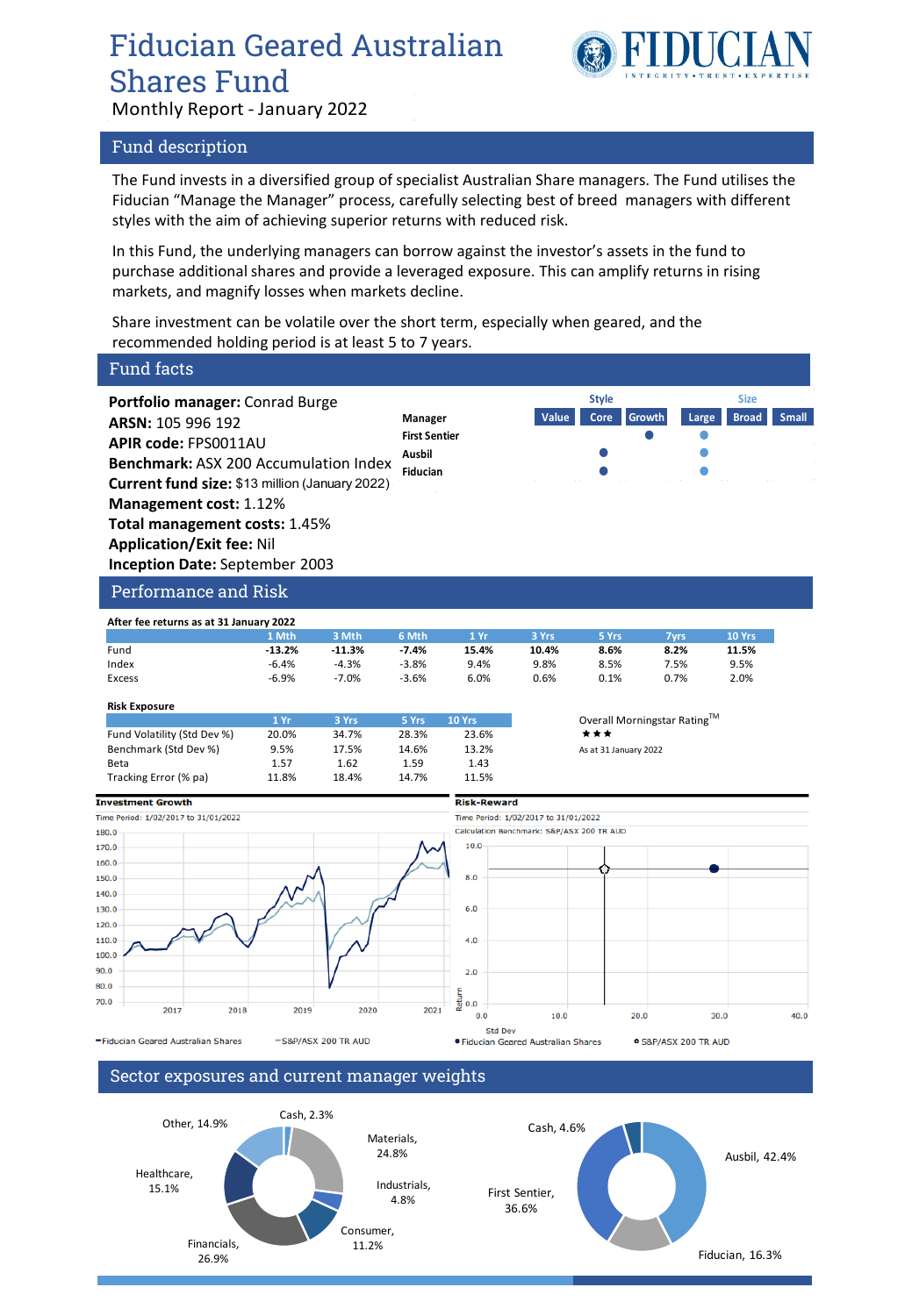# Fiducian Geared Australian Shares Fund

Monthly Report - January 2022

## Fund description

The Fund invests in a diversified group of specialist Australian Share managers. The Fund utilises the Fiducian "Manage the Manager" process, carefully selecting best of breed managers with different styles with the aim of achieving superior returns with reduced risk.

In this Fund, the underlying managers can borrow against the investor's assets in the fund to purchase additional shares and provide a leveraged exposure. This can amplify returns in rising markets, and magnify losses when markets decline.

Share investment can be volatile over the short term, especially when geared, and the recommended holding period is at least 5 to 7 years.

## Fund facts

**Portfolio manager:** Conrad Burge
**ARSN:** 105 996 192
**APIR code:** FPS0011AU
**Benchmark:** ASX 200 Accumulation Index
**Current fund size:** $13 million (January 2022)
**Management cost:** 1.12%
**Total management costs:** 1.45%
**Application/Exit fee:** Nil
**Inception Date:** September 2003

| Manager | Style: Value | Style: Core | Style: Growth | Size: Large | Size: Broad | Size: Small |
|---|---|---|---|---|---|---|
| First Sentier | | | ● | ● | | |
| Ausbil | | ● | | ● | | |
| Fiducian | | ● | | ● | | |

## Performance and Risk

**After fee returns as at 31 January 2022**

| | 1 Mth | 3 Mth | 6 Mth | 1 Yr | 3 Yrs | 5 Yrs | 7yrs | 10 Yrs |
|---|---|---|---|---|---|---|---|---|
| Fund | **-13.2%** | **-11.3%** | **-7.4%** | **15.4%** | **10.4%** | **8.6%** | **8.2%** | **11.5%** |
| Index | -6.4% | -4.3% | -3.8% | 9.4% | 9.8% | 8.5% | 7.5% | 9.5% |
| Excess | -6.9% | -7.0% | -3.6% | 6.0% | 0.6% | 0.1% | 0.7% | 2.0% |

**Risk Exposure**

| | 1 Yr | 3 Yrs | 5 Yrs | 10 Yrs |
|---|---|---|---|---|
| Fund Volatility (Std Dev %) | 20.0% | 34.7% | 28.3% | 23.6% |
| Benchmark (Std Dev %) | 9.5% | 17.5% | 14.6% | 13.2% |
| Beta | 1.57 | 1.62 | 1.59 | 1.43 |
| Tracking Error (% pa) | 11.8% | 18.4% | 14.7% | 11.5% |

Overall Morningstar Rating™
★★★
As at 31 January 2022

**Investment Growth**
Time Period: 1/02/2017 to 31/01/2022
—Fiducian Geared Australian Shares —S&P/ASX 200 TR AUD

**Risk-Reward**
Time Period: 1/02/2017 to 31/01/2022
Calculation Benchmark: S&P/ASX 200 TR AUD
● Fiducian Geared Australian Shares ○ S&P/ASX 200 TR AUD

## Sector exposures and current manager weights

| Sector | Weight |
|---|---|
| Materials | 24.8% |
| Industrials | 4.8% |
| Consumer | 11.2% |
| Financials | 26.9% |
| Healthcare | 15.1% |
| Other | 14.9% |
| Cash | 2.3% |

| Manager | Weight |
|---|---|
| Ausbil | 42.4% |
| Fiducian | 16.3% |
| First Sentier | 36.6% |
| Cash | 4.6% |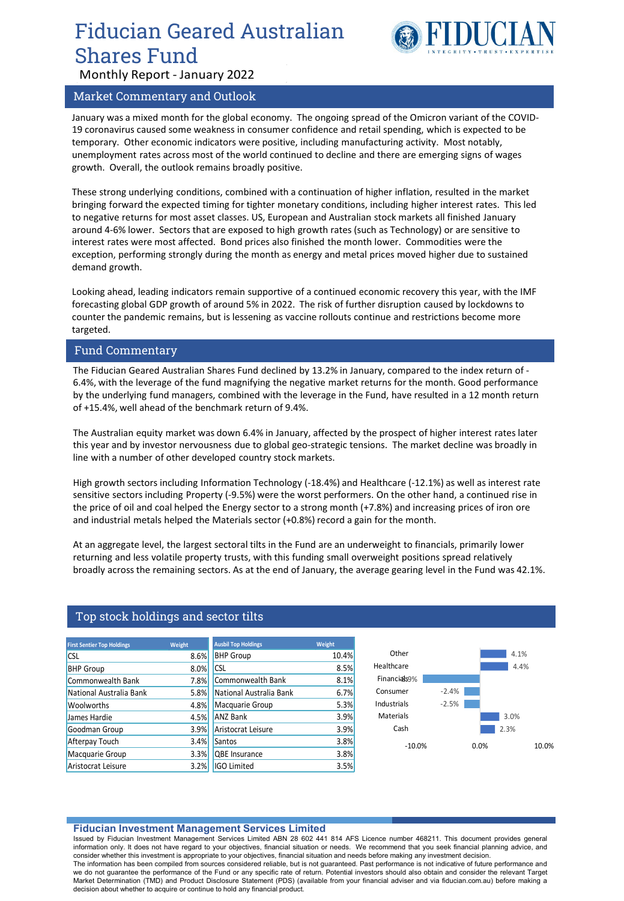# Fiducian Geared Australian Shares Fund

Monthly Report - January 2022

## Market Commentary and Outlook

January was a mixed month for the global economy. The ongoing spread of the Omicron variant of the COVID-19 coronavirus caused some weakness in consumer confidence and retail spending, which is expected to be temporary. Other economic indicators were positive, including manufacturing activity. Most notably, unemployment rates across most of the world continued to decline and there are emerging signs of wages growth. Overall, the outlook remains broadly positive.

These strong underlying conditions, combined with a continuation of higher inflation, resulted in the market bringing forward the expected timing for tighter monetary conditions, including higher interest rates. This led to negative returns for most asset classes. US, European and Australian stock markets all finished January around 4-6% lower. Sectors that are exposed to high growth rates (such as Technology) or are sensitive to interest rates were most affected. Bond prices also finished the month lower. Commodities were the exception, performing strongly during the month as energy and metal prices moved higher due to sustained demand growth.

Looking ahead, leading indicators remain supportive of a continued economic recovery this year, with the IMF forecasting global GDP growth of around 5% in 2022. The risk of further disruption caused by lockdowns to counter the pandemic remains, but is lessening as vaccine rollouts continue and restrictions become more targeted.

## Fund Commentary

The Fiducian Geared Australian Shares Fund declined by 13.2% in January, compared to the index return of -6.4%, with the leverage of the fund magnifying the negative market returns for the month. Good performance by the underlying fund managers, combined with the leverage in the Fund, have resulted in a 12 month return of +15.4%, well ahead of the benchmark return of 9.4%.

The Australian equity market was down 6.4% in January, affected by the prospect of higher interest rates later this year and by investor nervousness due to global geo-strategic tensions. The market decline was broadly in line with a number of other developed country stock markets.

High growth sectors including Information Technology (-18.4%) and Healthcare (-12.1%) as well as interest rate sensitive sectors including Property (-9.5%) were the worst performers. On the other hand, a continued rise in the price of oil and coal helped the Energy sector to a strong month (+7.8%) and increasing prices of iron ore and industrial metals helped the Materials sector (+0.8%) record a gain for the month.

At an aggregate level, the largest sectoral tilts in the Fund are an underweight to financials, primarily lower returning and less volatile property trusts, with this funding small overweight positions spread relatively broadly across the remaining sectors. As at the end of January, the average gearing level in the Fund was 42.1%.

## Top stock holdings and sector tilts

| First Sentier Top Holdings | Weight |
|---|---|
| CSL | 8.6% |
| BHP Group | 8.0% |
| Commonwealth Bank | 7.8% |
| National Australia Bank | 5.8% |
| Woolworths | 4.8% |
| James Hardie | 4.5% |
| Goodman Group | 3.9% |
| Afterpay Touch | 3.4% |
| Macquarie Group | 3.3% |
| Aristocrat Leisure | 3.2% |

| Ausbil Top Holdings | Weight |
|---|---|
| BHP Group | 10.4% |
| CSL | 8.5% |
| Commonwealth Bank | 8.1% |
| National Australia Bank | 6.7% |
| Macquarie Group | 5.3% |
| ANZ Bank | 3.9% |
| Aristocrat Leisure | 3.9% |
| Santos | 3.8% |
| QBE Insurance | 3.8% |
| IGO Limited | 3.5% |

Other 4.1%
Healthcare 4.4%
Financials -8.9%
Consumer -2.4%
Industrials -2.5%
Materials 3.0%
Cash 2.3%
-10.0% 0.0% 10.0%

**Fiducian Investment Management Services Limited**

Issued by Fiducian Investment Management Services Limited ABN 28 602 441 814 AFS Licence number 468211. This document provides general information only. It does not have regard to your objectives, financial situation or needs. We recommend that you seek financial planning advice, and consider whether this investment is appropriate to your objectives, financial situation and needs before making any investment decision.
The information has been compiled from sources considered reliable, but is not guaranteed. Past performance is not indicative of future performance and we do not guarantee the performance of the Fund or any specific rate of return. Potential investors should also obtain and consider the relevant Target Market Determination (TMD) and Product Disclosure Statement (PDS) (available from your financial adviser and via fiducian.com.au) before making a decision about whether to acquire or continue to hold any financial product.